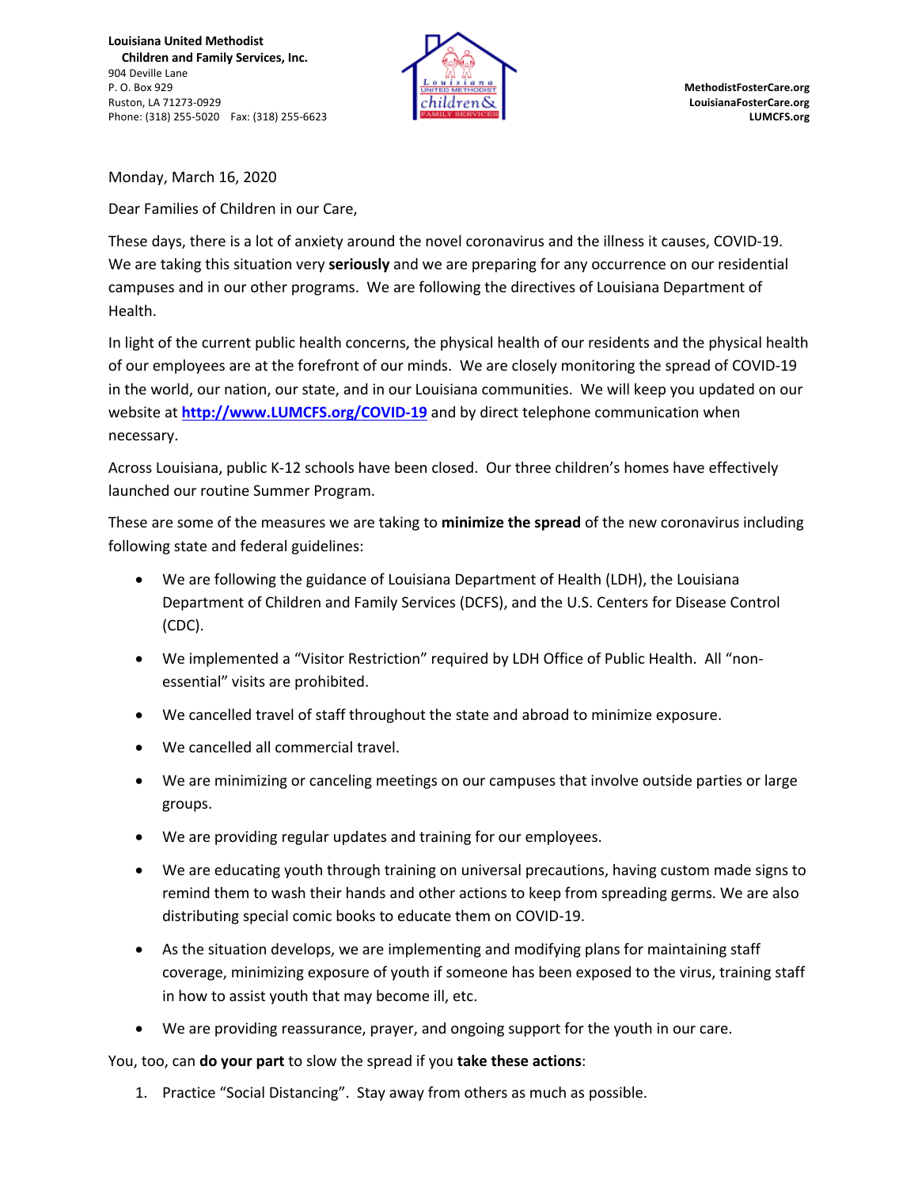**Louisiana United Methodist**
**Children and Family Services, Inc.**
904 Deville Lane
P. O. Box 929
Ruston, LA 71273-0929
Phone: (318) 255-5020 Fax: (318) 255-6623

**MethodistFosterCare.org**
**LouisianaFosterCare.org**
**LUMCFS.org**

Monday, March 16, 2020

Dear Families of Children in our Care,

These days, there is a lot of anxiety around the novel coronavirus and the illness it causes, COVID-19. We are taking this situation very **seriously** and we are preparing for any occurrence on our residential campuses and in our other programs. We are following the directives of Louisiana Department of Health.

In light of the current public health concerns, the physical health of our residents and the physical health of our employees are at the forefront of our minds. We are closely monitoring the spread of COVID-19 in the world, our nation, our state, and in our Louisiana communities. We will keep you updated on our website at **[http://www.LUMCFS.org/COVID-19](http://www.LUMCFS.org/COVID-19)** and by direct telephone communication when necessary.

Across Louisiana, public K-12 schools have been closed. Our three children's homes have effectively launched our routine Summer Program.

These are some of the measures we are taking to **minimize the spread** of the new coronavirus including following state and federal guidelines:

- We are following the guidance of Louisiana Department of Health (LDH), the Louisiana Department of Children and Family Services (DCFS), and the U.S. Centers for Disease Control (CDC).
- We implemented a "Visitor Restriction" required by LDH Office of Public Health. All "non-essential" visits are prohibited.
- We cancelled travel of staff throughout the state and abroad to minimize exposure.
- We cancelled all commercial travel.
- We are minimizing or canceling meetings on our campuses that involve outside parties or large groups.
- We are providing regular updates and training for our employees.
- We are educating youth through training on universal precautions, having custom made signs to remind them to wash their hands and other actions to keep from spreading germs. We are also distributing special comic books to educate them on COVID-19.
- As the situation develops, we are implementing and modifying plans for maintaining staff coverage, minimizing exposure of youth if someone has been exposed to the virus, training staff in how to assist youth that may become ill, etc.
- We are providing reassurance, prayer, and ongoing support for the youth in our care.

You, too, can **do your part** to slow the spread if you **take these actions**:

1. Practice "Social Distancing". Stay away from others as much as possible.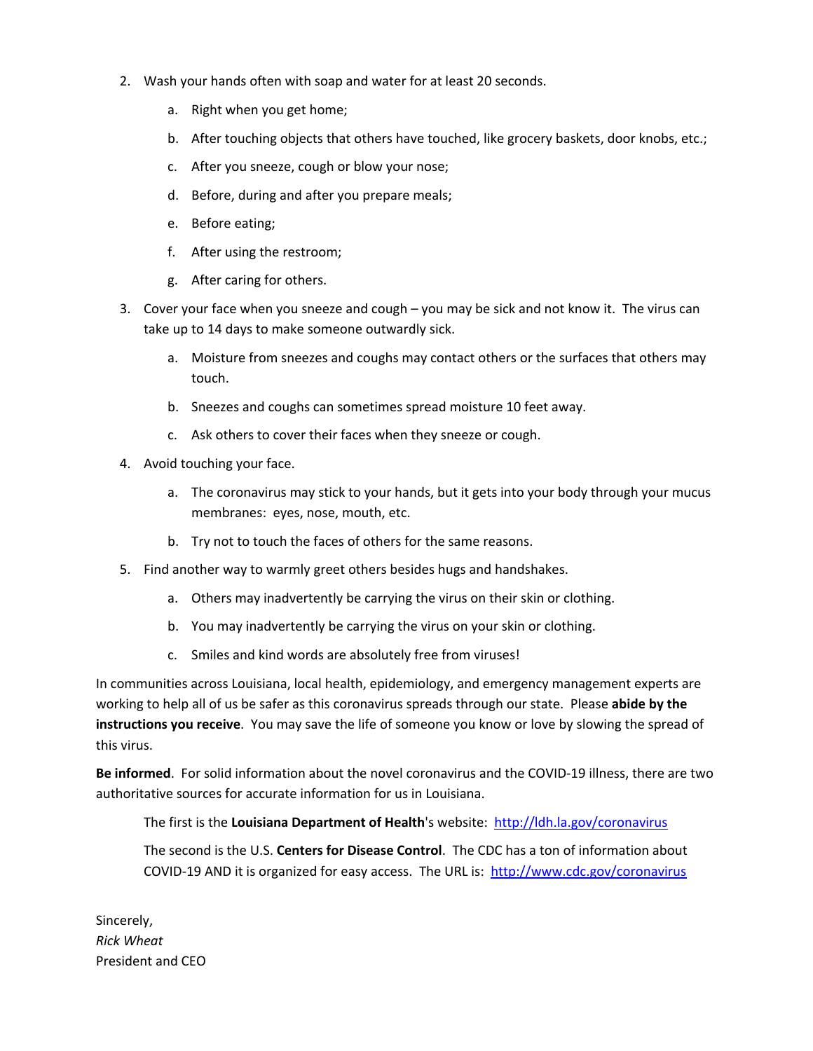2. Wash your hands often with soap and water for at least 20 seconds.
    a. Right when you get home;
    b. After touching objects that others have touched, like grocery baskets, door knobs, etc.;
    c. After you sneeze, cough or blow your nose;
    d. Before, during and after you prepare meals;
    e. Before eating;
    f. After using the restroom;
    g. After caring for others.
3. Cover your face when you sneeze and cough – you may be sick and not know it. The virus can take up to 14 days to make someone outwardly sick.
    a. Moisture from sneezes and coughs may contact others or the surfaces that others may touch.
    b. Sneezes and coughs can sometimes spread moisture 10 feet away.
    c. Ask others to cover their faces when they sneeze or cough.
4. Avoid touching your face.
    a. The coronavirus may stick to your hands, but it gets into your body through your mucus membranes: eyes, nose, mouth, etc.
    b. Try not to touch the faces of others for the same reasons.
5. Find another way to warmly greet others besides hugs and handshakes.
    a. Others may inadvertently be carrying the virus on their skin or clothing.
    b. You may inadvertently be carrying the virus on your skin or clothing.
    c. Smiles and kind words are absolutely free from viruses!

In communities across Louisiana, local health, epidemiology, and emergency management experts are working to help all of us be safer as this coronavirus spreads through our state. Please **abide by the instructions you receive**. You may save the life of someone you know or love by slowing the spread of this virus.

**Be informed**. For solid information about the novel coronavirus and the COVID-19 illness, there are two authoritative sources for accurate information for us in Louisiana.

> The first is the **Louisiana Department of Health**'s website: [http://ldh.la.gov/coronavirus](http://ldh.la.gov/coronavirus)
>
> The second is the U.S. **Centers for Disease Control**. The CDC has a ton of information about COVID-19 AND it is organized for easy access. The URL is: [http://www.cdc.gov/coronavirus](http://www.cdc.gov/coronavirus)

Sincerely,
*Rick Wheat*
President and CEO